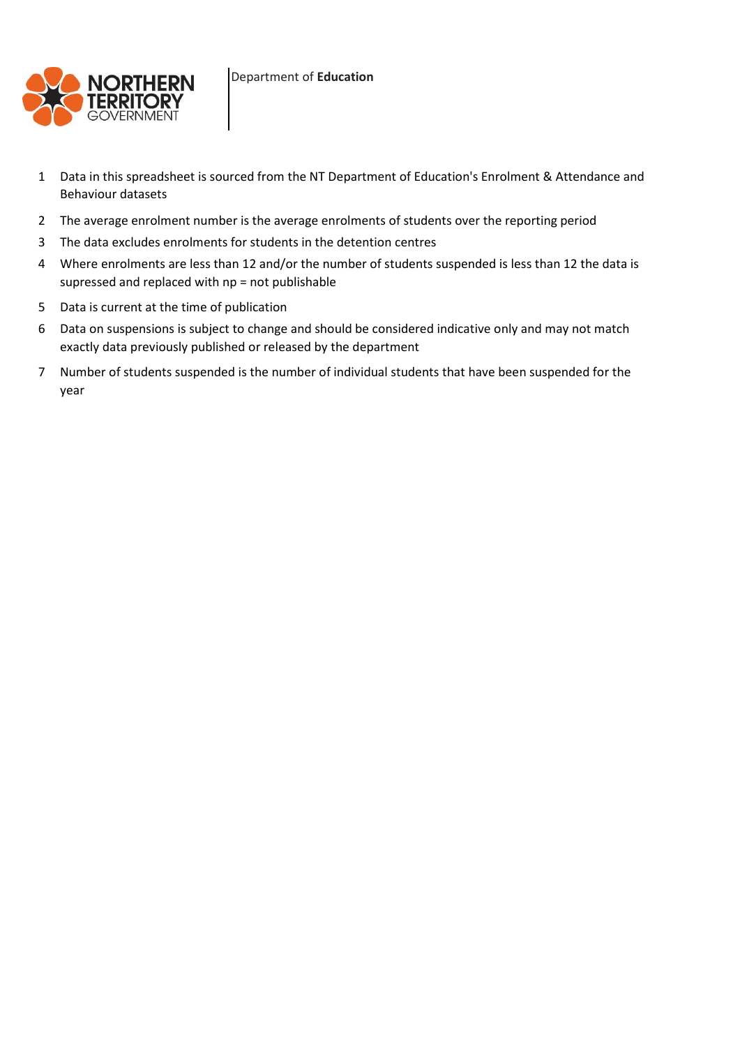Department of **Education**

1. Data in this spreadsheet is sourced from the NT Department of Education's Enrolment & Attendance and Behaviour datasets
2. The average enrolment number is the average enrolments of students over the reporting period
3. The data excludes enrolments for students in the detention centres
4. Where enrolments are less than 12 and/or the number of students suspended is less than 12 the data is supressed and replaced with np = not publishable
5. Data is current at the time of publication
6. Data on suspensions is subject to change and should be considered indicative only and may not match exactly data previously published or released by the department
7. Number of students suspended is the number of individual students that have been suspended for the year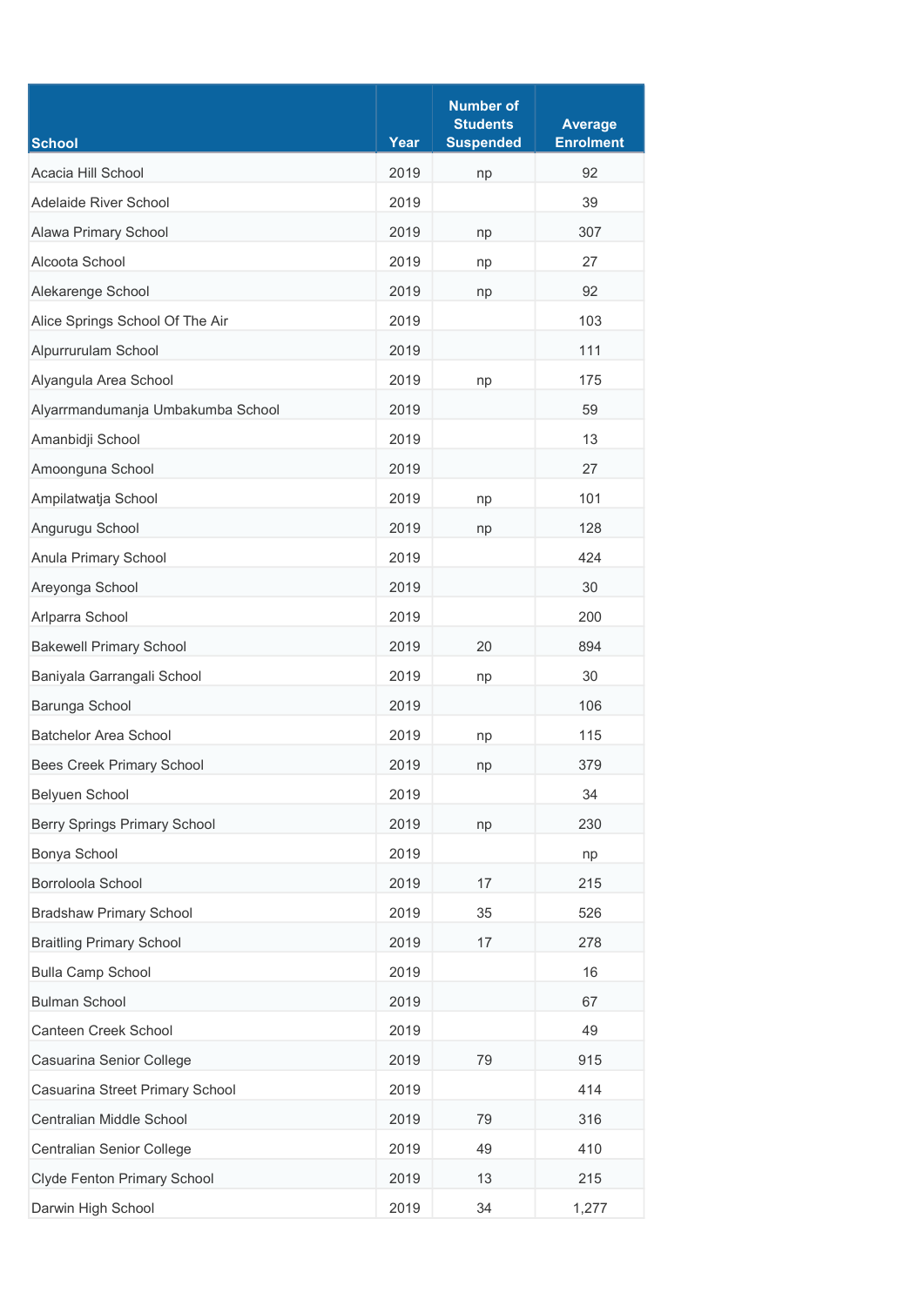| School | Year | Number of Students Suspended | Average Enrolment |
|---|---|---|---|
| Acacia Hill School | 2019 | np | 92 |
| Adelaide River School | 2019 | | 39 |
| Alawa Primary School | 2019 | np | 307 |
| Alcoota School | 2019 | np | 27 |
| Alekarenge School | 2019 | np | 92 |
| Alice Springs School Of The Air | 2019 | | 103 |
| Alpurrurulam School | 2019 | | 111 |
| Alyangula Area School | 2019 | np | 175 |
| Alyarrmandumanja Umbakumba School | 2019 | | 59 |
| Amanbidji School | 2019 | | 13 |
| Amoonguna School | 2019 | | 27 |
| Ampilatwatja School | 2019 | np | 101 |
| Angurugu School | 2019 | np | 128 |
| Anula Primary School | 2019 | | 424 |
| Areyonga School | 2019 | | 30 |
| Arlparra School | 2019 | | 200 |
| Bakewell Primary School | 2019 | 20 | 894 |
| Baniyala Garrangali School | 2019 | np | 30 |
| Barunga School | 2019 | | 106 |
| Batchelor Area School | 2019 | np | 115 |
| Bees Creek Primary School | 2019 | np | 379 |
| Belyuen School | 2019 | | 34 |
| Berry Springs Primary School | 2019 | np | 230 |
| Bonya School | 2019 | | np |
| Borroloola School | 2019 | 17 | 215 |
| Bradshaw Primary School | 2019 | 35 | 526 |
| Braitling Primary School | 2019 | 17 | 278 |
| Bulla Camp School | 2019 | | 16 |
| Bulman School | 2019 | | 67 |
| Canteen Creek School | 2019 | | 49 |
| Casuarina Senior College | 2019 | 79 | 915 |
| Casuarina Street Primary School | 2019 | | 414 |
| Centralian Middle School | 2019 | 79 | 316 |
| Centralian Senior College | 2019 | 49 | 410 |
| Clyde Fenton Primary School | 2019 | 13 | 215 |
| Darwin High School | 2019 | 34 | 1,277 |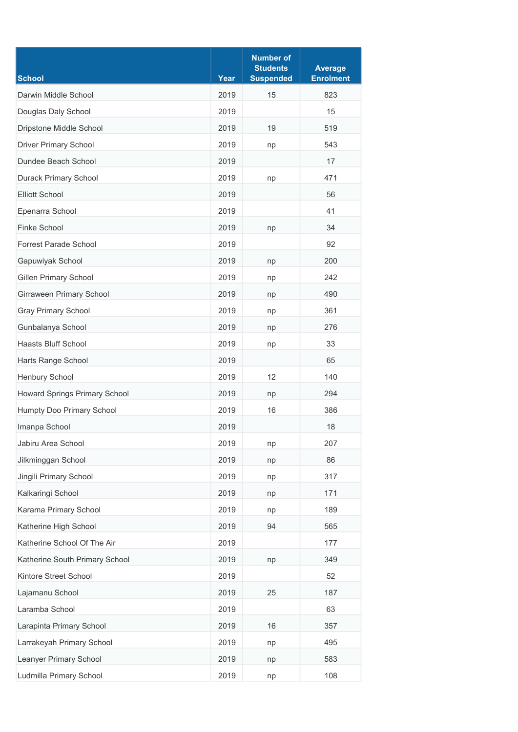| School | Year | Number of Students Suspended | Average Enrolment |
|---|---|---|---|
| Darwin Middle School | 2019 | 15 | 823 |
| Douglas Daly School | 2019 | | 15 |
| Dripstone Middle School | 2019 | 19 | 519 |
| Driver Primary School | 2019 | np | 543 |
| Dundee Beach School | 2019 | | 17 |
| Durack Primary School | 2019 | np | 471 |
| Elliott School | 2019 | | 56 |
| Epenarra School | 2019 | | 41 |
| Finke School | 2019 | np | 34 |
| Forrest Parade School | 2019 | | 92 |
| Gapuwiyak School | 2019 | np | 200 |
| Gillen Primary School | 2019 | np | 242 |
| Girraween Primary School | 2019 | np | 490 |
| Gray Primary School | 2019 | np | 361 |
| Gunbalanya School | 2019 | np | 276 |
| Haasts Bluff School | 2019 | np | 33 |
| Harts Range School | 2019 | | 65 |
| Henbury School | 2019 | 12 | 140 |
| Howard Springs Primary School | 2019 | np | 294 |
| Humpty Doo Primary School | 2019 | 16 | 386 |
| Imanpa School | 2019 | | 18 |
| Jabiru Area School | 2019 | np | 207 |
| Jilkminggan School | 2019 | np | 86 |
| Jingili Primary School | 2019 | np | 317 |
| Kalkaringi School | 2019 | np | 171 |
| Karama Primary School | 2019 | np | 189 |
| Katherine High School | 2019 | 94 | 565 |
| Katherine School Of The Air | 2019 | | 177 |
| Katherine South Primary School | 2019 | np | 349 |
| Kintore Street School | 2019 | | 52 |
| Lajamanu School | 2019 | 25 | 187 |
| Laramba School | 2019 | | 63 |
| Larapinta Primary School | 2019 | 16 | 357 |
| Larrakeyah Primary School | 2019 | np | 495 |
| Leanyer Primary School | 2019 | np | 583 |
| Ludmilla Primary School | 2019 | np | 108 |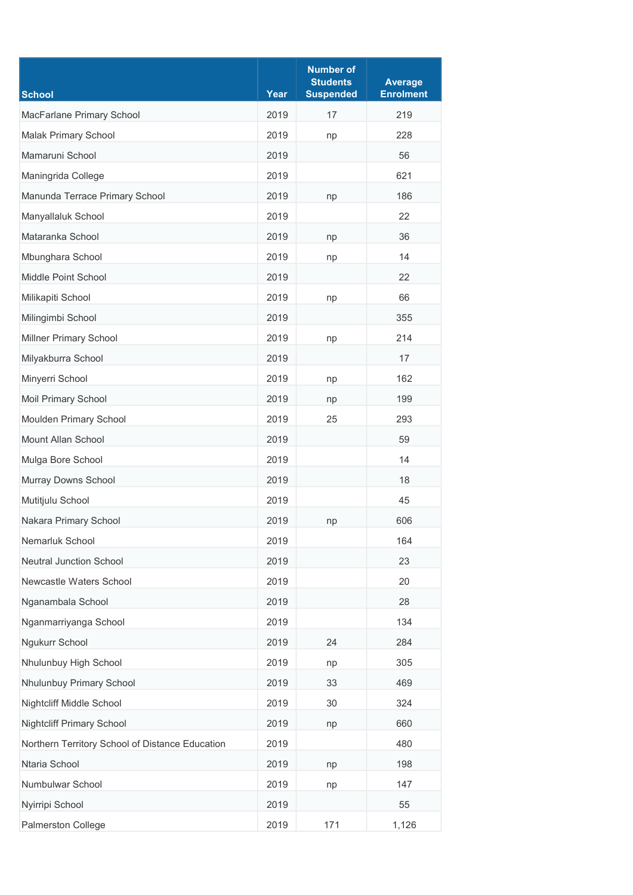| School | Year | Number of Students Suspended | Average Enrolment |
|---|---|---|---|
| MacFarlane Primary School | 2019 | 17 | 219 |
| Malak Primary School | 2019 | np | 228 |
| Mamaruni School | 2019 | | 56 |
| Maningrida College | 2019 | | 621 |
| Manunda Terrace Primary School | 2019 | np | 186 |
| Manyallaluk School | 2019 | | 22 |
| Mataranka School | 2019 | np | 36 |
| Mbunghara School | 2019 | np | 14 |
| Middle Point School | 2019 | | 22 |
| Milikapiti School | 2019 | np | 66 |
| Milingimbi School | 2019 | | 355 |
| Millner Primary School | 2019 | np | 214 |
| Milyakburra School | 2019 | | 17 |
| Minyerri School | 2019 | np | 162 |
| Moil Primary School | 2019 | np | 199 |
| Moulden Primary School | 2019 | 25 | 293 |
| Mount Allan School | 2019 | | 59 |
| Mulga Bore School | 2019 | | 14 |
| Murray Downs School | 2019 | | 18 |
| Mutitjulu School | 2019 | | 45 |
| Nakara Primary School | 2019 | np | 606 |
| Nemarluk School | 2019 | | 164 |
| Neutral Junction School | 2019 | | 23 |
| Newcastle Waters School | 2019 | | 20 |
| Nganambala School | 2019 | | 28 |
| Nganmarriyanga School | 2019 | | 134 |
| Ngukurr School | 2019 | 24 | 284 |
| Nhulunbuy High School | 2019 | np | 305 |
| Nhulunbuy Primary School | 2019 | 33 | 469 |
| Nightcliff Middle School | 2019 | 30 | 324 |
| Nightcliff Primary School | 2019 | np | 660 |
| Northern Territory School of Distance Education | 2019 | | 480 |
| Ntaria School | 2019 | np | 198 |
| Numbulwar School | 2019 | np | 147 |
| Nyirripi School | 2019 | | 55 |
| Palmerston College | 2019 | 171 | 1,126 |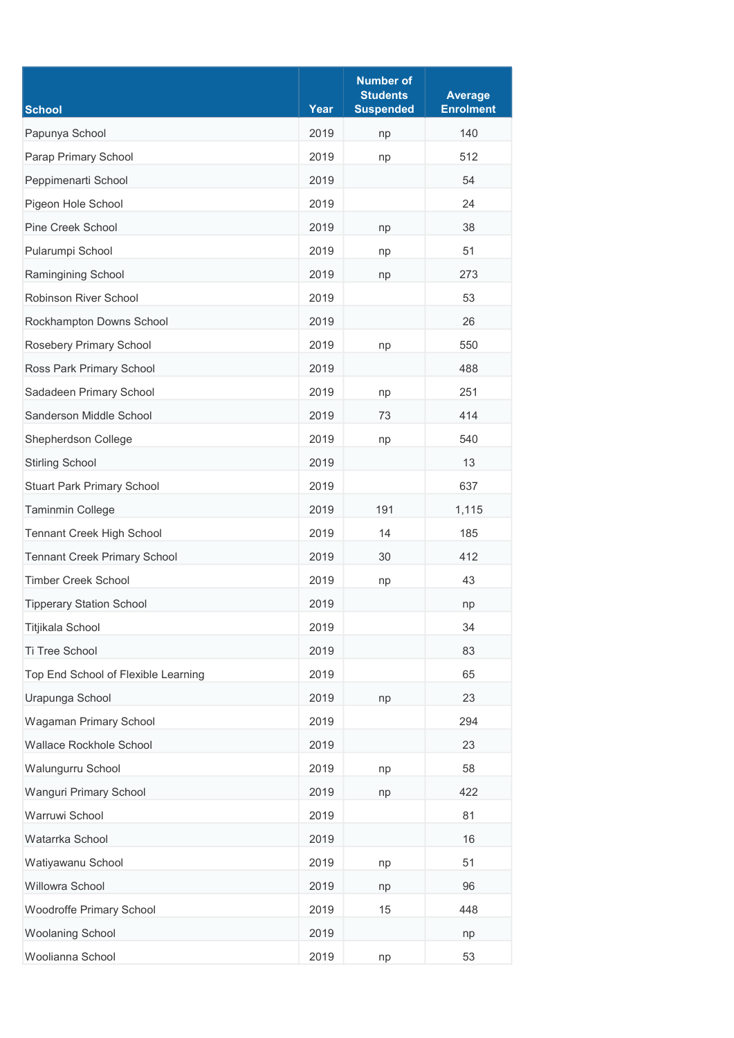| School | Year | Number of Students Suspended | Average Enrolment |
|---|---|---|---|
| Papunya School | 2019 | np | 140 |
| Parap Primary School | 2019 | np | 512 |
| Peppimenarti School | 2019 | | 54 |
| Pigeon Hole School | 2019 | | 24 |
| Pine Creek School | 2019 | np | 38 |
| Pularumpi School | 2019 | np | 51 |
| Ramingining School | 2019 | np | 273 |
| Robinson River School | 2019 | | 53 |
| Rockhampton Downs School | 2019 | | 26 |
| Rosebery Primary School | 2019 | np | 550 |
| Ross Park Primary School | 2019 | | 488 |
| Sadadeen Primary School | 2019 | np | 251 |
| Sanderson Middle School | 2019 | 73 | 414 |
| Shepherdson College | 2019 | np | 540 |
| Stirling School | 2019 | | 13 |
| Stuart Park Primary School | 2019 | | 637 |
| Taminmin College | 2019 | 191 | 1,115 |
| Tennant Creek High School | 2019 | 14 | 185 |
| Tennant Creek Primary School | 2019 | 30 | 412 |
| Timber Creek School | 2019 | np | 43 |
| Tipperary Station School | 2019 | | np |
| Titjikala School | 2019 | | 34 |
| Ti Tree School | 2019 | | 83 |
| Top End School of Flexible Learning | 2019 | | 65 |
| Urapunga School | 2019 | np | 23 |
| Wagaman Primary School | 2019 | | 294 |
| Wallace Rockhole School | 2019 | | 23 |
| Walungurru School | 2019 | np | 58 |
| Wanguri Primary School | 2019 | np | 422 |
| Warruwi School | 2019 | | 81 |
| Watarrka School | 2019 | | 16 |
| Watiyawanu School | 2019 | np | 51 |
| Willowra School | 2019 | np | 96 |
| Woodroffe Primary School | 2019 | 15 | 448 |
| Woolaning School | 2019 | | np |
| Woolianna School | 2019 | np | 53 |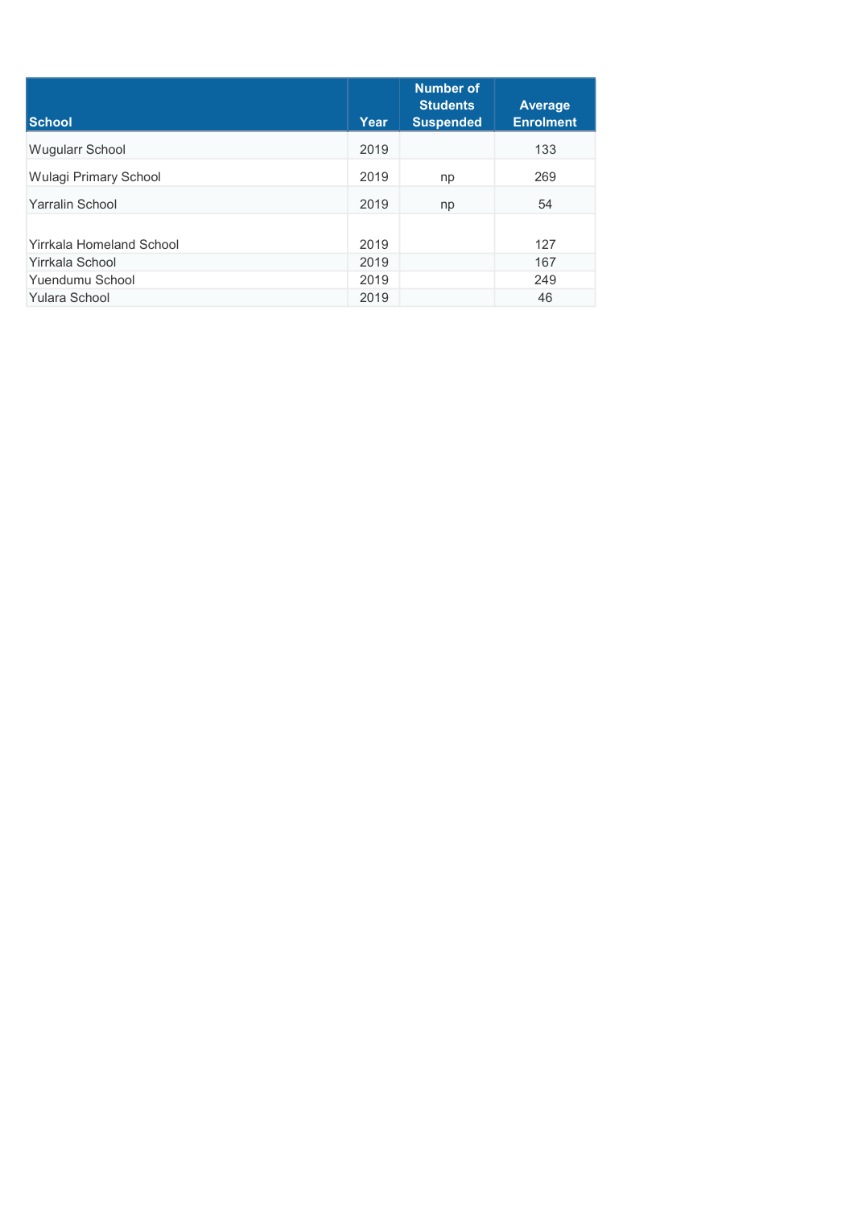| School | Year | Number of Students Suspended | Average Enrolment |
|---|---|---|---|
| Wugularr School | 2019 | | 133 |
| Wulagi Primary School | 2019 | np | 269 |
| Yarralin School | 2019 | np | 54 |
| Yirrkala Homeland School | 2019 | | 127 |
| Yirrkala School | 2019 | | 167 |
| Yuendumu School | 2019 | | 249 |
| Yulara School | 2019 | | 46 |